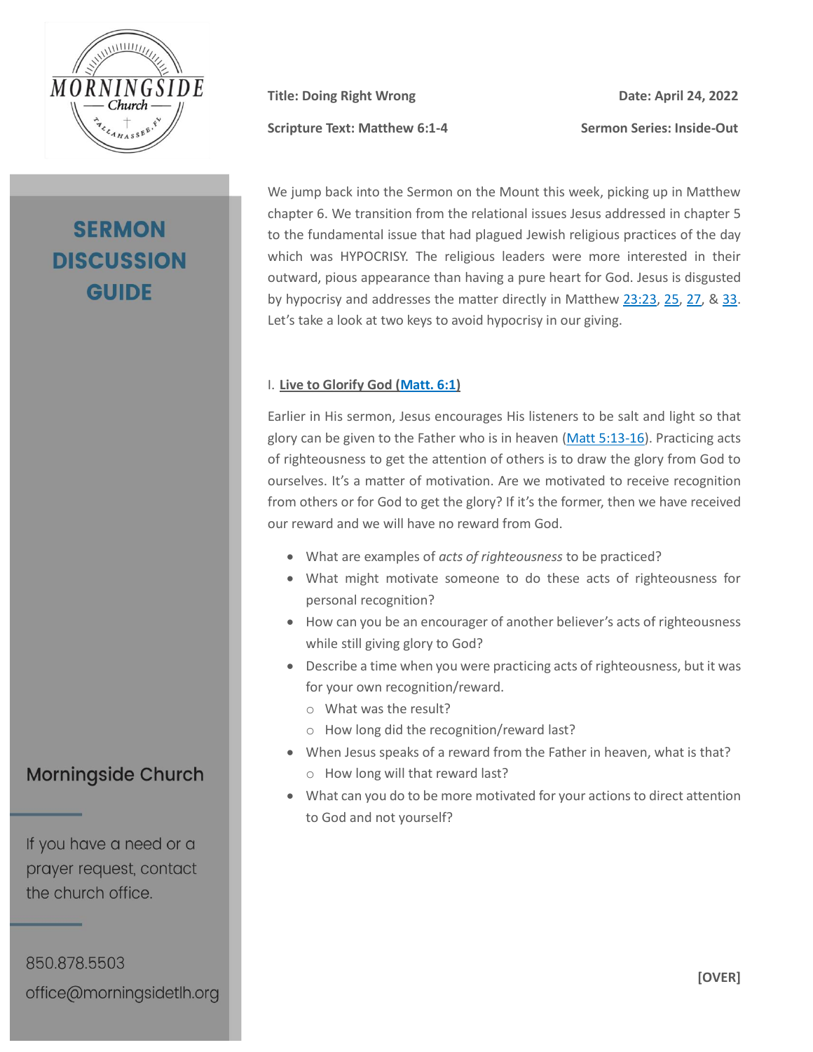# SERMON DISCUSSION GUIDE

**Title: Doing Right Wrong** | **Date: April 24, 2022**

**Scripture Text: Matthew 6:1-4** | **Sermon Series: Inside-Out**

We jump back into the Sermon on the Mount this week, picking up in Matthew chapter 6. We transition from the relational issues Jesus addressed in chapter 5 to the fundamental issue that had plagued Jewish religious practices of the day which was HYPOCRISY. The religious leaders were more interested in their outward, pious appearance than having a pure heart for God. Jesus is disgusted by hypocrisy and addresses the matter directly in Matthew 23:23, 25, 27, & 33. Let's take a look at two keys to avoid hypocrisy in our giving.

I. **Live to Glorify God (Matt. 6:1)**

Earlier in His sermon, Jesus encourages His listeners to be salt and light so that glory can be given to the Father who is in heaven (Matt 5:13-16). Practicing acts of righteousness to get the attention of others is to draw the glory from God to ourselves. It's a matter of motivation. Are we motivated to receive recognition from others or for God to get the glory? If it's the former, then we have received our reward and we will have no reward from God.

- What are examples of *acts of righteousness* to be practiced?
- What might motivate someone to do these acts of righteousness for personal recognition?
- How can you be an encourager of another believer's acts of righteousness while still giving glory to God?
- Describe a time when you were practicing acts of righteousness, but it was for your own recognition/reward.
  - What was the result?
  - How long did the recognition/reward last?
- When Jesus speaks of a reward from the Father in heaven, what is that?
  - How long will that reward last?
- What can you do to be more motivated for your actions to direct attention to God and not yourself?

**[OVER]**

Morningside Church

If you have a need or a prayer request, contact the church office.

850.878.5503
office@morningsidetlh.org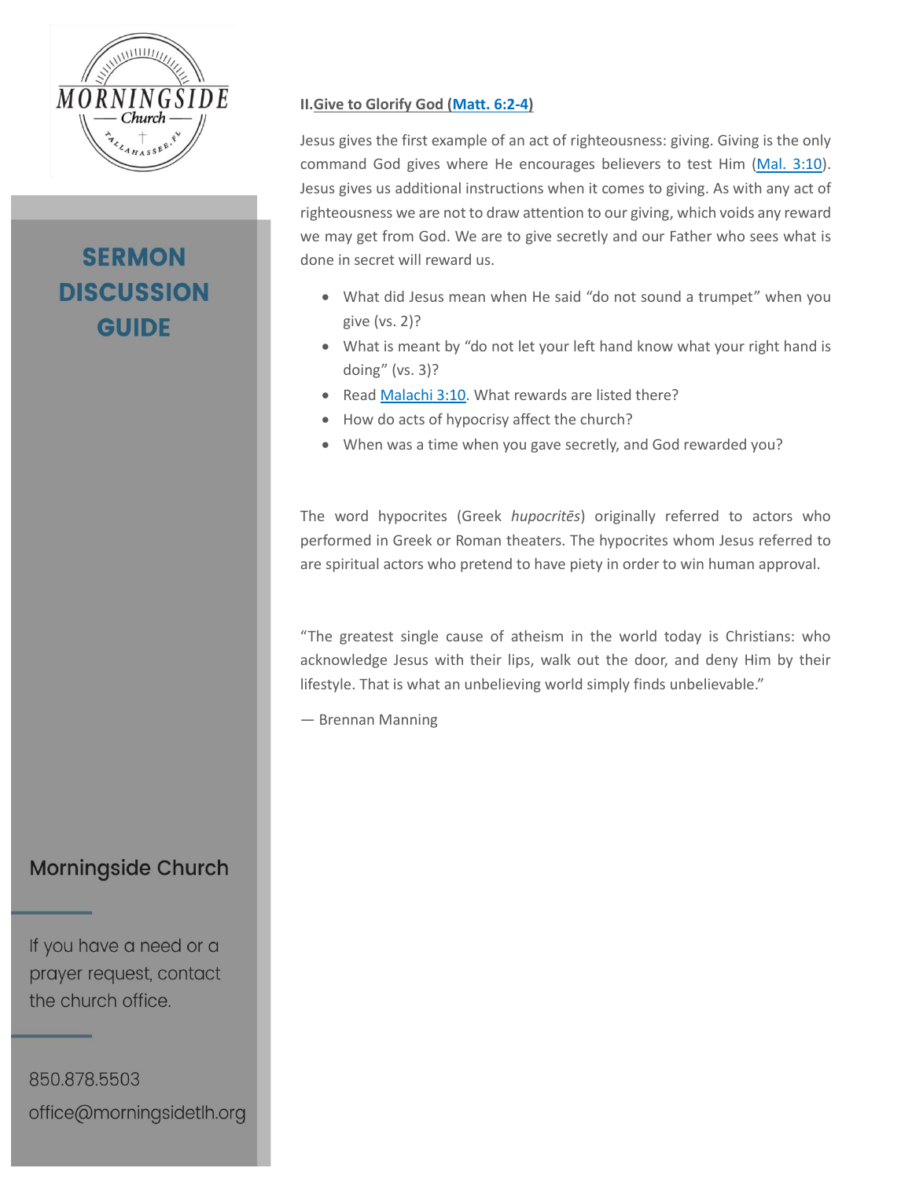MORNINGSIDE Church TALLAHASSEE, FL

## SERMON DISCUSSION GUIDE

### II. Give to Glorify God (Matt. 6:2-4)

Jesus gives the first example of an act of righteousness: giving. Giving is the only command God gives where He encourages believers to test Him (Mal. 3:10). Jesus gives us additional instructions when it comes to giving. As with any act of righteousness we are not to draw attention to our giving, which voids any reward we may get from God. We are to give secretly and our Father who sees what is done in secret will reward us.

- What did Jesus mean when He said "do not sound a trumpet" when you give (vs. 2)?
- What is meant by "do not let your left hand know what your right hand is doing" (vs. 3)?
- Read Malachi 3:10. What rewards are listed there?
- How do acts of hypocrisy affect the church?
- When was a time when you gave secretly, and God rewarded you?

The word hypocrites (Greek *hupocritēs*) originally referred to actors who performed in Greek or Roman theaters. The hypocrites whom Jesus referred to are spiritual actors who pretend to have piety in order to win human approval.

"The greatest single cause of atheism in the world today is Christians: who acknowledge Jesus with their lips, walk out the door, and deny Him by their lifestyle. That is what an unbelieving world simply finds unbelievable."

— Brennan Manning

Morningside Church

If you have a need or a prayer request, contact the church office.

850.878.5503
office@morningsidetlh.org